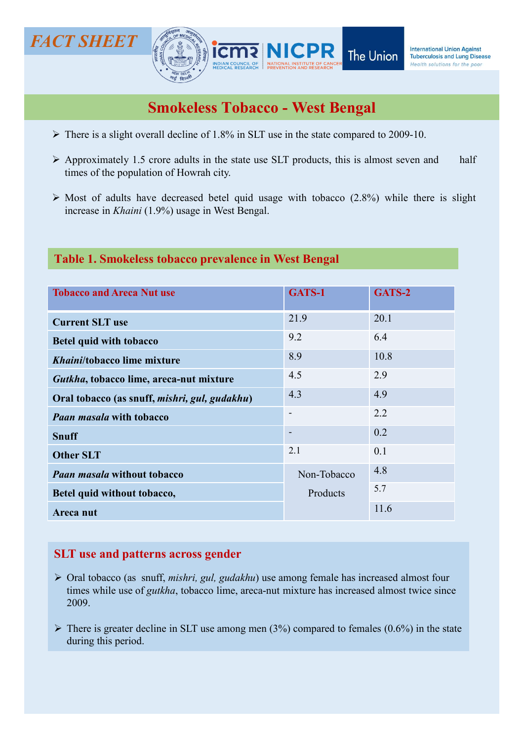FACT SHEET

# Smokeless Tobacco - West Bengal

- There is a slight overall decline of 1.8% in SLT use in the state compared to 2009-10.
- Approximately 1.5 crore adults in the state use SLT products, this is almost seven and half times of the population of Howrah city.
- Most of adults have decreased betel quid usage with tobacco (2.8%) while there is slight increase in *Khaini* (1.9%) usage in West Bengal.

## Table 1. Smokeless tobacco prevalence in West Bengal

| Tobacco and Areca Nut use | GATS-1 | GATS-2 |
|---|---|---|
| **Current SLT use** | 21.9 | 20.1 |
| **Betel quid with tobacco** | 9.2 | 6.4 |
| ***Khaini*/tobacco lime mixture** | 8.9 | 10.8 |
| ***Gutkha*, tobacco lime, areca-nut mixture** | 4.5 | 2.9 |
| **Oral tobacco (as snuff, *mishri, gul, gudakhu*)** | 4.3 | 4.9 |
| ***Paan masala* with tobacco** | - | 2.2 |
| **Snuff** | - | 0.2 |
| **Other SLT** | 2.1 | 0.1 |
| ***Paan masala* without tobacco** | Non-Tobacco Products | 4.8 |
| **Betel quid without tobacco,** | | 5.7 |
| **Areca nut** | | 11.6 |

## SLT use and patterns across gender

- Oral tobacco (as snuff, *mishri, gul, gudakhu*) use among female has increased almost four times while use of *gutkha*, tobacco lime, areca-nut mixture has increased almost twice since 2009.
- There is greater decline in SLT use among men (3%) compared to females (0.6%) in the state during this period.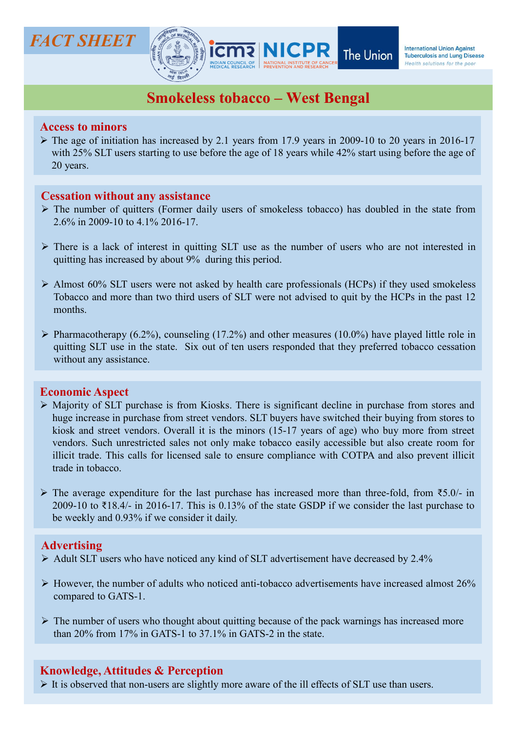*FACT SHEET*

INDIAN COUNCIL OF MEDICAL RESEARCH | NICPR NATIONAL INSTITUTE OF CANCER PREVENTION AND RESEARCH | The Union | International Union Against Tuberculosis and Lung Disease — Health solutions for the poor

# Smokeless tobacco – West Bengal

## Access to minors

- The age of initiation has increased by 2.1 years from 17.9 years in 2009-10 to 20 years in 2016-17 with 25% SLT users starting to use before the age of 18 years while 42% start using before the age of 20 years.

## Cessation without any assistance

- The number of quitters (Former daily users of smokeless tobacco) has doubled in the state from 2.6% in 2009-10 to 4.1% 2016-17.
- There is a lack of interest in quitting SLT use as the number of users who are not interested in quitting has increased by about 9% during this period.
- Almost 60% SLT users were not asked by health care professionals (HCPs) if they used smokeless Tobacco and more than two third users of SLT were not advised to quit by the HCPs in the past 12 months.
- Pharmacotherapy (6.2%), counseling (17.2%) and other measures (10.0%) have played little role in quitting SLT use in the state. Six out of ten users responded that they preferred tobacco cessation without any assistance.

## Economic Aspect

- Majority of SLT purchase is from Kiosks. There is significant decline in purchase from stores and huge increase in purchase from street vendors. SLT buyers have switched their buying from stores to kiosk and street vendors. Overall it is the minors (15-17 years of age) who buy more from street vendors. Such unrestricted sales not only make tobacco easily accessible but also create room for illicit trade. This calls for licensed sale to ensure compliance with COTPA and also prevent illicit trade in tobacco.
- The average expenditure for the last purchase has increased more than three-fold, from ₹5.0/- in 2009-10 to ₹18.4/- in 2016-17. This is 0.13% of the state GSDP if we consider the last purchase to be weekly and 0.93% if we consider it daily.

## Advertising

- Adult SLT users who have noticed any kind of SLT advertisement have decreased by 2.4%
- However, the number of adults who noticed anti-tobacco advertisements have increased almost 26% compared to GATS-1.
- The number of users who thought about quitting because of the pack warnings has increased more than 20% from 17% in GATS-1 to 37.1% in GATS-2 in the state.

## Knowledge, Attitudes & Perception

- It is observed that non-users are slightly more aware of the ill effects of SLT use than users.